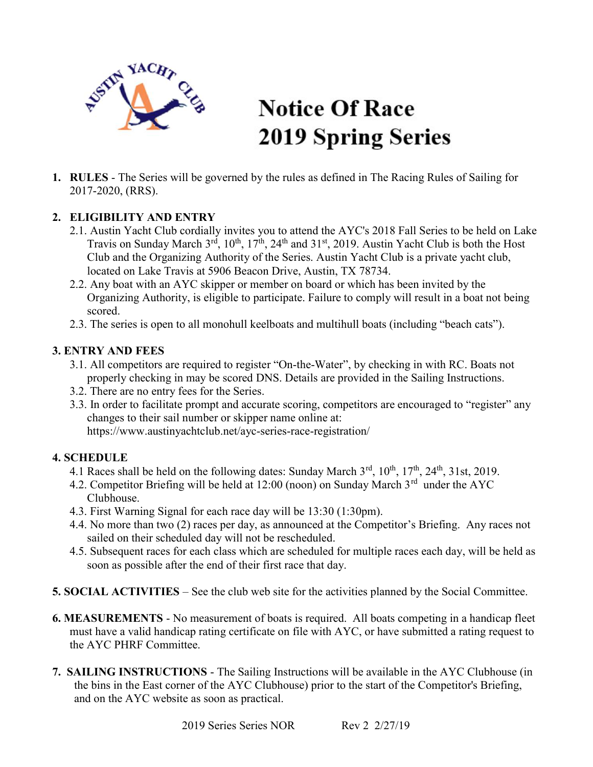# Notice Of Race
# 2019 Spring Series

1. **RULES** - The Series will be governed by the rules as defined in The Racing Rules of Sailing for 2017-2020, (RRS).

2. **ELIGIBILITY AND ENTRY**
   - 2.1. Austin Yacht Club cordially invites you to attend the AYC's 2018 Fall Series to be held on Lake Travis on Sunday March 3rd, 10th, 17th, 24th and 31st, 2019. Austin Yacht Club is both the Host Club and the Organizing Authority of the Series. Austin Yacht Club is a private yacht club, located on Lake Travis at 5906 Beacon Drive, Austin, TX 78734.
   - 2.2. Any boat with an AYC skipper or member on board or which has been invited by the Organizing Authority, is eligible to participate. Failure to comply will result in a boat not being scored.
   - 2.3. The series is open to all monohull keelboats and multihull boats (including "beach cats").

**3. ENTRY AND FEES**
   - 3.1. All competitors are required to register "On-the-Water", by checking in with RC. Boats not properly checking in may be scored DNS. Details are provided in the Sailing Instructions.
   - 3.2. There are no entry fees for the Series.
   - 3.3. In order to facilitate prompt and accurate scoring, competitors are encouraged to "register" any changes to their sail number or skipper name online at: https://www.austinyachtclub.net/ayc-series-race-registration/

**4. SCHEDULE**
   - 4.1 Races shall be held on the following dates: Sunday March 3rd, 10th, 17th, 24th, 31st, 2019.
   - 4.2. Competitor Briefing will be held at 12:00 (noon) on Sunday March 3rd under the AYC Clubhouse.
   - 4.3. First Warning Signal for each race day will be 13:30 (1:30pm).
   - 4.4. No more than two (2) races per day, as announced at the Competitor's Briefing. Any races not sailed on their scheduled day will not be rescheduled.
   - 4.5. Subsequent races for each class which are scheduled for multiple races each day, will be held as soon as possible after the end of their first race that day.

**5. SOCIAL ACTIVITIES** – See the club web site for the activities planned by the Social Committee.

**6. MEASUREMENTS** - No measurement of boats is required. All boats competing in a handicap fleet must have a valid handicap rating certificate on file with AYC, or have submitted a rating request to the AYC PHRF Committee.

7. **SAILING INSTRUCTIONS** - The Sailing Instructions will be available in the AYC Clubhouse (in the bins in the East corner of the AYC Clubhouse) prior to the start of the Competitor's Briefing, and on the AYC website as soon as practical.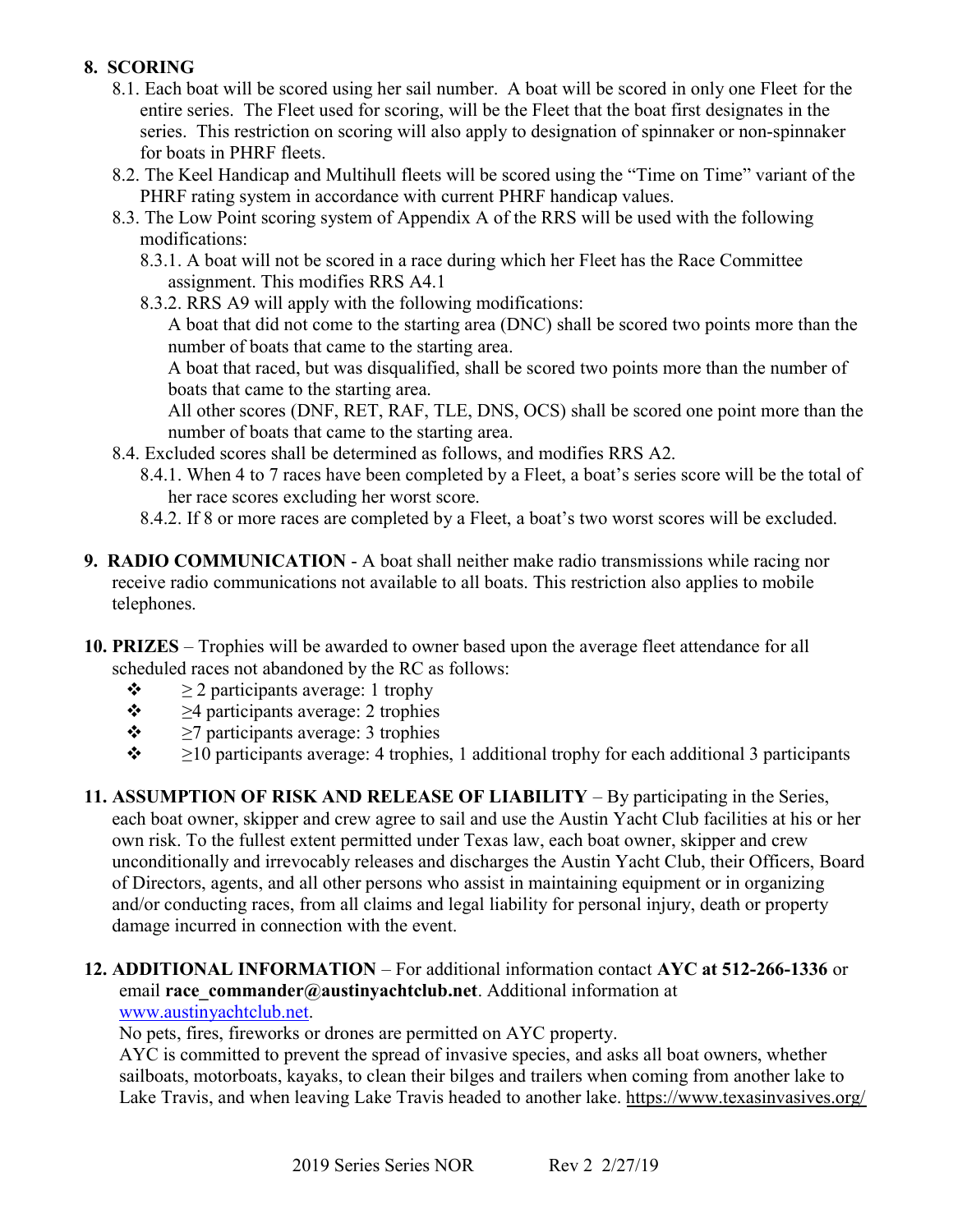## 8. SCORING

8.1. Each boat will be scored using her sail number. A boat will be scored in only one Fleet for the entire series. The Fleet used for scoring, will be the Fleet that the boat first designates in the series. This restriction on scoring will also apply to designation of spinnaker or non-spinnaker for boats in PHRF fleets.

8.2. The Keel Handicap and Multihull fleets will be scored using the "Time on Time" variant of the PHRF rating system in accordance with current PHRF handicap values.

8.3. The Low Point scoring system of Appendix A of the RRS will be used with the following modifications:

8.3.1. A boat will not be scored in a race during which her Fleet has the Race Committee assignment. This modifies RRS A4.1

8.3.2. RRS A9 will apply with the following modifications:
A boat that did not come to the starting area (DNC) shall be scored two points more than the number of boats that came to the starting area.
A boat that raced, but was disqualified, shall be scored two points more than the number of boats that came to the starting area.
All other scores (DNF, RET, RAF, TLE, DNS, OCS) shall be scored one point more than the number of boats that came to the starting area.

8.4. Excluded scores shall be determined as follows, and modifies RRS A2.

8.4.1. When 4 to 7 races have been completed by a Fleet, a boat's series score will be the total of her race scores excluding her worst score.

8.4.2. If 8 or more races are completed by a Fleet, a boat's two worst scores will be excluded.

**9. RADIO COMMUNICATION** - A boat shall neither make radio transmissions while racing nor receive radio communications not available to all boats. This restriction also applies to mobile telephones.

**10. PRIZES** – Trophies will be awarded to owner based upon the average fleet attendance for all scheduled races not abandoned by the RC as follows:

- $\geq$ 2 participants average: 1 trophy
- $\geq$4 participants average: 2 trophies
- $\geq$7 participants average: 3 trophies
- $\geq$10 participants average: 4 trophies, 1 additional trophy for each additional 3 participants

**11. ASSUMPTION OF RISK AND RELEASE OF LIABILITY** – By participating in the Series, each boat owner, skipper and crew agree to sail and use the Austin Yacht Club facilities at his or her own risk. To the fullest extent permitted under Texas law, each boat owner, skipper and crew unconditionally and irrevocably releases and discharges the Austin Yacht Club, their Officers, Board of Directors, agents, and all other persons who assist in maintaining equipment or in organizing and/or conducting races, from all claims and legal liability for personal injury, death or property damage incurred in connection with the event.

**12. ADDITIONAL INFORMATION** – For additional information contact **AYC at 512-266-1336** or email **race_commander@austinyachtclub.net**. Additional information at www.austinyachtclub.net.

No pets, fires, fireworks or drones are permitted on AYC property.

AYC is committed to prevent the spread of invasive species, and asks all boat owners, whether sailboats, motorboats, kayaks, to clean their bilges and trailers when coming from another lake to Lake Travis, and when leaving Lake Travis headed to another lake. https://www.texasinvasives.org/

2019 Series Series NOR Rev 2 2/27/19